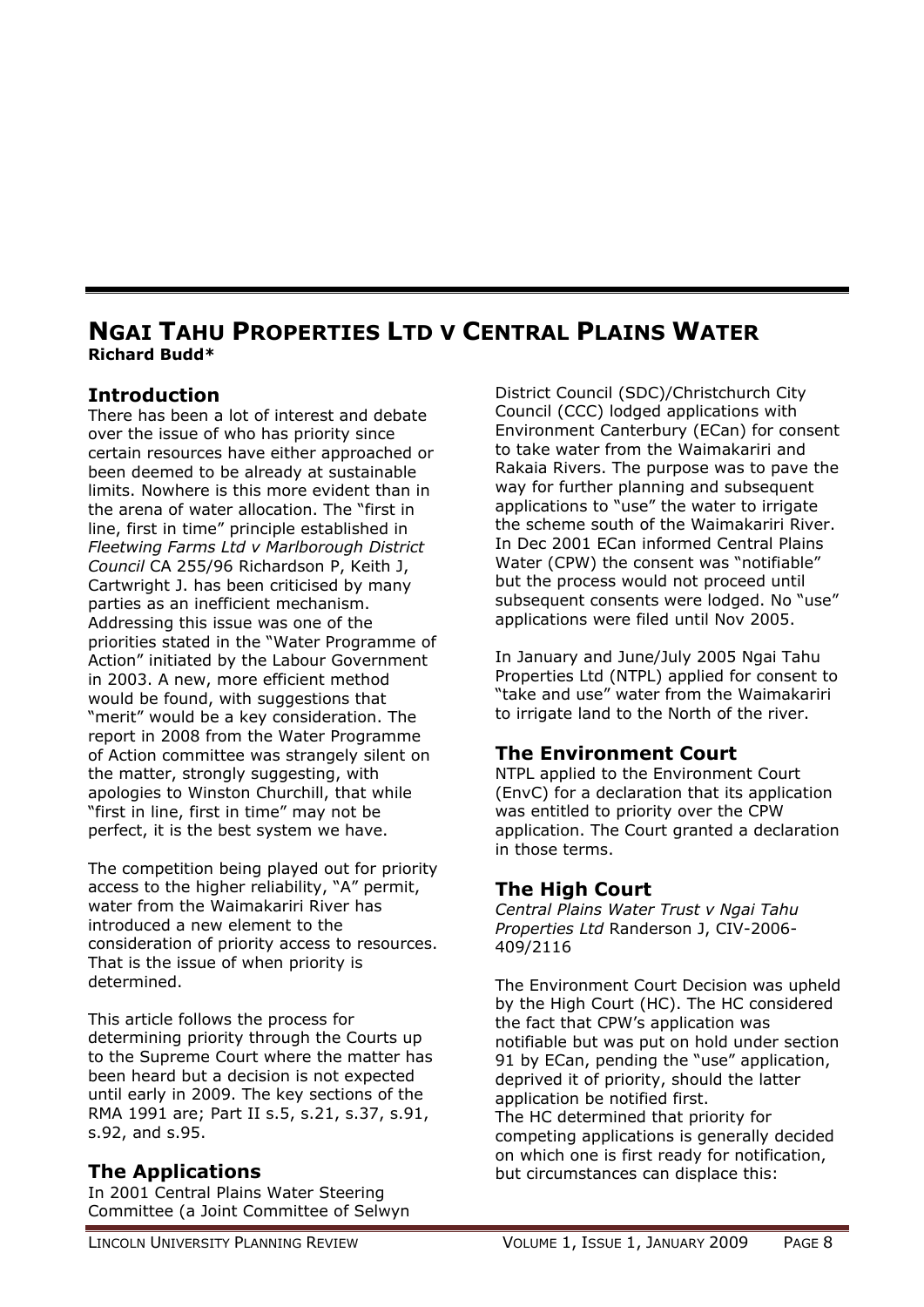# NGAI TAHU PROPERTIES LTD V CENTRAL PLAINS WATER

**Richard Budd***

## Introduction

There has been a lot of interest and debate over the issue of who has priority since certain resources have either approached or been deemed to be already at sustainable limits. Nowhere is this more evident than in the arena of water allocation. The "first in line, first in time" principle established in *Fleetwing Farms Ltd v Marlborough District Council* CA 255/96 Richardson P, Keith J, Cartwright J. has been criticised by many parties as an inefficient mechanism. Addressing this issue was one of the priorities stated in the "Water Programme of Action" initiated by the Labour Government in 2003. A new, more efficient method would be found, with suggestions that "merit" would be a key consideration. The report in 2008 from the Water Programme of Action committee was strangely silent on the matter, strongly suggesting, with apologies to Winston Churchill, that while "first in line, first in time" may not be perfect, it is the best system we have.

The competition being played out for priority access to the higher reliability, "A" permit, water from the Waimakariri River has introduced a new element to the consideration of priority access to resources. That is the issue of when priority is determined.

This article follows the process for determining priority through the Courts up to the Supreme Court where the matter has been heard but a decision is not expected until early in 2009. The key sections of the RMA 1991 are; Part II s.5, s.21, s.37, s.91, s.92, and s.95.

## The Applications

In 2001 Central Plains Water Steering Committee (a Joint Committee of Selwyn District Council (SDC)/Christchurch City Council (CCC) lodged applications with Environment Canterbury (ECan) for consent to take water from the Waimakariri and Rakaia Rivers. The purpose was to pave the way for further planning and subsequent applications to "use" the water to irrigate the scheme south of the Waimakariri River. In Dec 2001 ECan informed Central Plains Water (CPW) the consent was "notifiable" but the process would not proceed until subsequent consents were lodged. No "use" applications were filed until Nov 2005.

In January and June/July 2005 Ngai Tahu Properties Ltd (NTPL) applied for consent to "take and use" water from the Waimakariri to irrigate land to the North of the river.

## The Environment Court

NTPL applied to the Environment Court (EnvC) for a declaration that its application was entitled to priority over the CPW application. The Court granted a declaration in those terms.

## The High Court

*Central Plains Water Trust v Ngai Tahu Properties Ltd* Randerson J, CIV-2006-409/2116

The Environment Court Decision was upheld by the High Court (HC). The HC considered the fact that CPW's application was notifiable but was put on hold under section 91 by ECan, pending the "use" application, deprived it of priority, should the latter application be notified first.

The HC determined that priority for competing applications is generally decided on which one is first ready for notification, but circumstances can displace this: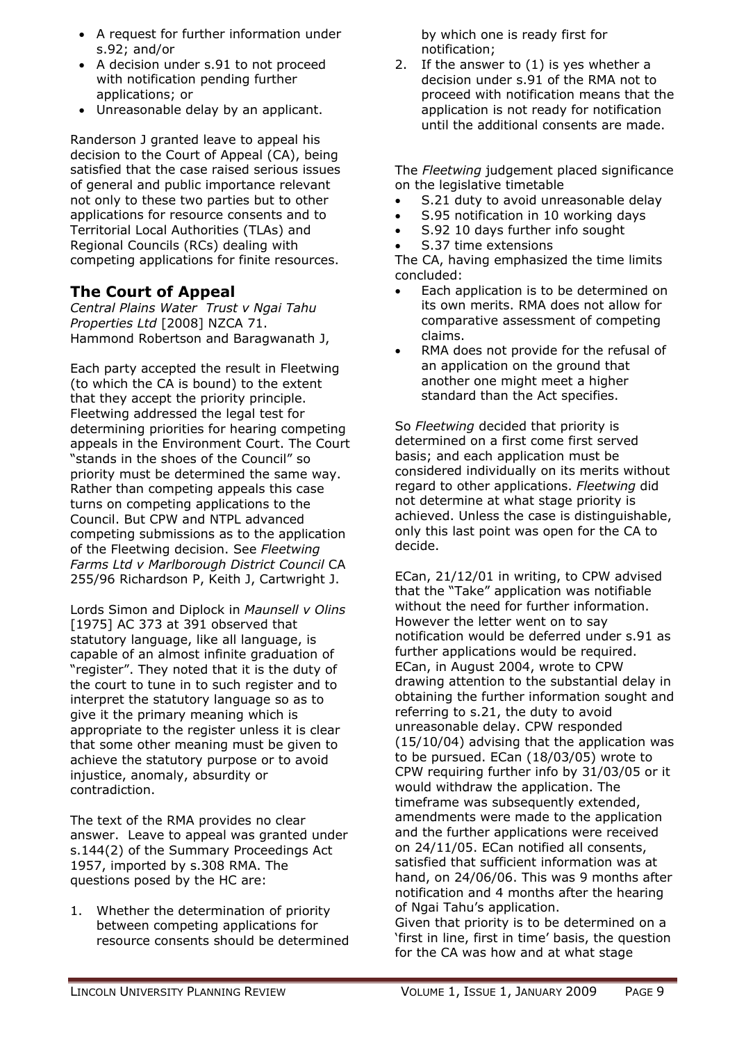- A request for further information under s.92; and/or
- A decision under s.91 to not proceed with notification pending further applications; or
- Unreasonable delay by an applicant.

Randerson J granted leave to appeal his decision to the Court of Appeal (CA), being satisfied that the case raised serious issues of general and public importance relevant not only to these two parties but to other applications for resource consents and to Territorial Local Authorities (TLAs) and Regional Councils (RCs) dealing with competing applications for finite resources.

## The Court of Appeal

*Central Plains Water Trust v Ngai Tahu Properties Ltd* [2008] NZCA 71.
Hammond Robertson and Baragwanath J,

Each party accepted the result in Fleetwing (to which the CA is bound) to the extent that they accept the priority principle. Fleetwing addressed the legal test for determining priorities for hearing competing appeals in the Environment Court. The Court "stands in the shoes of the Council" so priority must be determined the same way. Rather than competing appeals this case turns on competing applications to the Council. But CPW and NTPL advanced competing submissions as to the application of the Fleetwing decision. See *Fleetwing Farms Ltd v Marlborough District Council* CA 255/96 Richardson P, Keith J, Cartwright J.

Lords Simon and Diplock in *Maunsell v Olins* [1975] AC 373 at 391 observed that statutory language, like all language, is capable of an almost infinite graduation of "register". They noted that it is the duty of the court to tune in to such register and to interpret the statutory language so as to give it the primary meaning which is appropriate to the register unless it is clear that some other meaning must be given to achieve the statutory purpose or to avoid injustice, anomaly, absurdity or contradiction.

The text of the RMA provides no clear answer. Leave to appeal was granted under s.144(2) of the Summary Proceedings Act 1957, imported by s.308 RMA. The questions posed by the HC are:

1. Whether the determination of priority between competing applications for resource consents should be determined by which one is ready first for notification;
2. If the answer to (1) is yes whether a decision under s.91 of the RMA not to proceed with notification means that the application is not ready for notification until the additional consents are made.

The *Fleetwing* judgement placed significance on the legislative timetable

- S.21 duty to avoid unreasonable delay
- S.95 notification in 10 working days
- S.92 10 days further info sought
- S.37 time extensions

The CA, having emphasized the time limits concluded:

- Each application is to be determined on its own merits. RMA does not allow for comparative assessment of competing claims.
- RMA does not provide for the refusal of an application on the ground that another one might meet a higher standard than the Act specifies.

So *Fleetwing* decided that priority is determined on a first come first served basis; and each application must be considered individually on its merits without regard to other applications. *Fleetwing* did not determine at what stage priority is achieved. Unless the case is distinguishable, only this last point was open for the CA to decide.

ECan, 21/12/01 in writing, to CPW advised that the "Take" application was notifiable without the need for further information. However the letter went on to say notification would be deferred under s.91 as further applications would be required. ECan, in August 2004, wrote to CPW drawing attention to the substantial delay in obtaining the further information sought and referring to s.21, the duty to avoid unreasonable delay. CPW responded (15/10/04) advising that the application was to be pursued. ECan (18/03/05) wrote to CPW requiring further info by 31/03/05 or it would withdraw the application. The timeframe was subsequently extended, amendments were made to the application and the further applications were received on 24/11/05. ECan notified all consents, satisfied that sufficient information was at hand, on 24/06/06. This was 9 months after notification and 4 months after the hearing of Ngai Tahu's application.
Given that priority is to be determined on a 'first in line, first in time' basis, the question for the CA was how and at what stage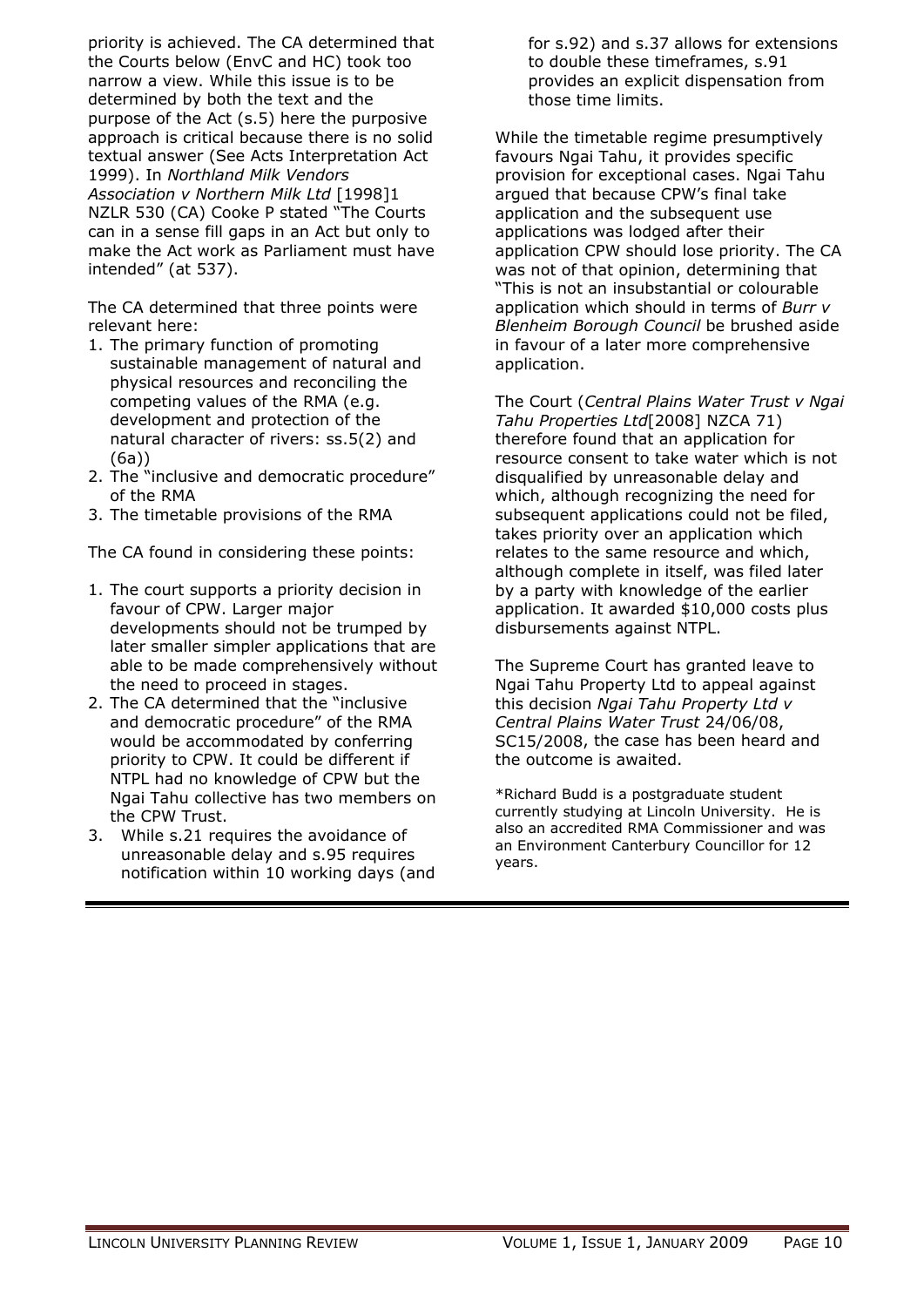priority is achieved. The CA determined that the Courts below (EnvC and HC) took too narrow a view. While this issue is to be determined by both the text and the purpose of the Act (s.5) here the purposive approach is critical because there is no solid textual answer (See Acts Interpretation Act 1999). In *Northland Milk Vendors Association v Northern Milk Ltd* [1998]1 NZLR 530 (CA) Cooke P stated "The Courts can in a sense fill gaps in an Act but only to make the Act work as Parliament must have intended" (at 537).

The CA determined that three points were relevant here:

1. The primary function of promoting sustainable management of natural and physical resources and reconciling the competing values of the RMA (e.g. development and protection of the natural character of rivers: ss.5(2) and (6a))
2. The "inclusive and democratic procedure" of the RMA
3. The timetable provisions of the RMA

The CA found in considering these points:

1. The court supports a priority decision in favour of CPW. Larger major developments should not be trumped by later smaller simpler applications that are able to be made comprehensively without the need to proceed in stages.
2. The CA determined that the "inclusive and democratic procedure" of the RMA would be accommodated by conferring priority to CPW. It could be different if NTPL had no knowledge of CPW but the Ngai Tahu collective has two members on the CPW Trust.
3. While s.21 requires the avoidance of unreasonable delay and s.95 requires notification within 10 working days (and for s.92) and s.37 allows for extensions to double these timeframes, s.91 provides an explicit dispensation from those time limits.

While the timetable regime presumptively favours Ngai Tahu, it provides specific provision for exceptional cases. Ngai Tahu argued that because CPW's final take application and the subsequent use applications was lodged after their application CPW should lose priority. The CA was not of that opinion, determining that "This is not an insubstantial or colourable application which should in terms of *Burr v Blenheim Borough Council* be brushed aside in favour of a later more comprehensive application.

The Court (*Central Plains Water Trust v Ngai Tahu Properties Ltd*[2008] NZCA 71) therefore found that an application for resource consent to take water which is not disqualified by unreasonable delay and which, although recognizing the need for subsequent applications could not be filed, takes priority over an application which relates to the same resource and which, although complete in itself, was filed later by a party with knowledge of the earlier application. It awarded $10,000 costs plus disbursements against NTPL.

The Supreme Court has granted leave to Ngai Tahu Property Ltd to appeal against this decision *Ngai Tahu Property Ltd v Central Plains Water Trust* 24/06/08, SC15/2008, the case has been heard and the outcome is awaited.

*Richard Budd is a postgraduate student currently studying at Lincoln University. He is also an accredited RMA Commissioner and was an Environment Canterbury Councillor for 12 years.